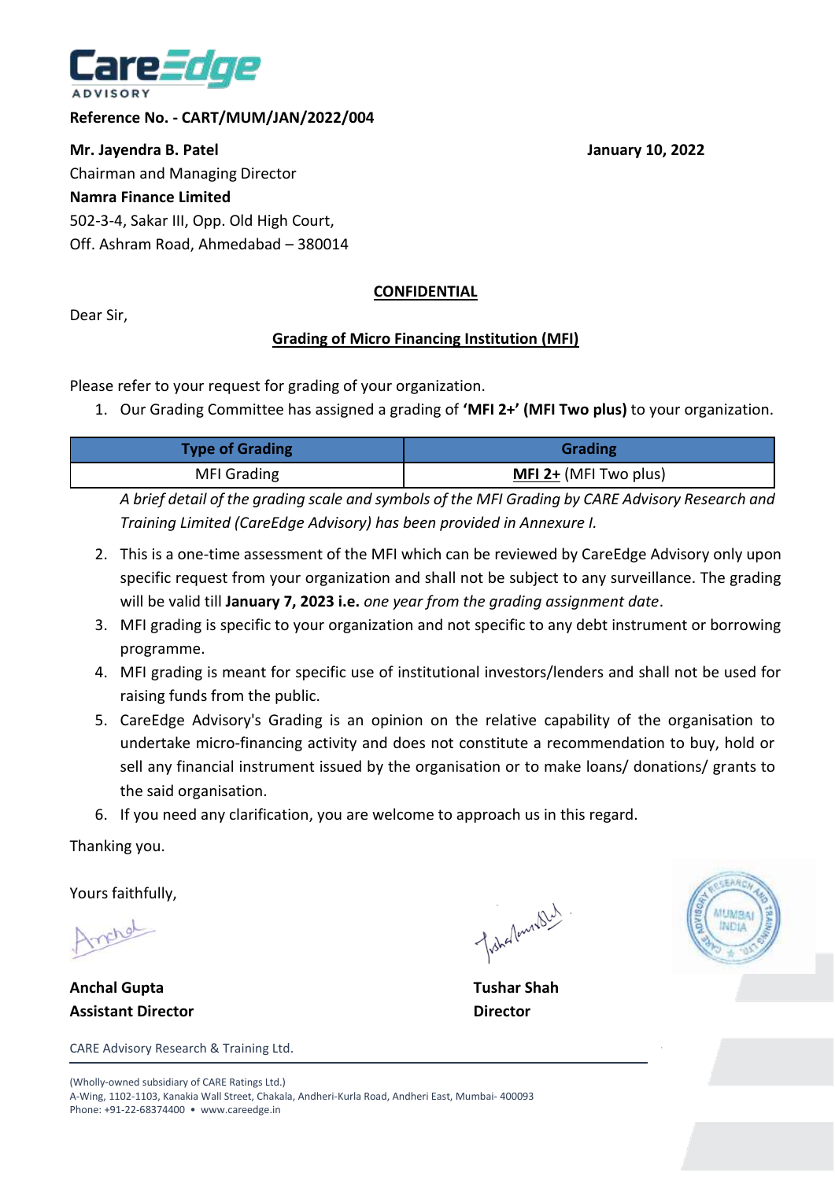**Reference No. - CART/MUM/JAN/2022/004**

**Mr. Jayendra B. Patel**
Chairman and Managing Director
**Namra Finance Limited**
502-3-4, Sakar III, Opp. Old High Court,
Off. Ashram Road, Ahmedabad – 380014

**January 10, 2022**

**CONFIDENTIAL**

Dear Sir,

**Grading of Micro Financing Institution (MFI)**

Please refer to your request for grading of your organization.

1. Our Grading Committee has assigned a grading of **'MFI 2+' (MFI Two plus)** to your organization.

| Type of Grading | Grading |
| --- | --- |
| MFI Grading | **MFI 2+** (MFI Two plus) |

*A brief detail of the grading scale and symbols of the MFI Grading by CARE Advisory Research and Training Limited (CareEdge Advisory) has been provided in Annexure I.*

2. This is a one-time assessment of the MFI which can be reviewed by CareEdge Advisory only upon specific request from your organization and shall not be subject to any surveillance. The grading will be valid till **January 7, 2023 i.e.** *one year from the grading assignment date*.
3. MFI grading is specific to your organization and not specific to any debt instrument or borrowing programme.
4. MFI grading is meant for specific use of institutional investors/lenders and shall not be used for raising funds from the public.
5. CareEdge Advisory's Grading is an opinion on the relative capability of the organisation to undertake micro-financing activity and does not constitute a recommendation to buy, hold or sell any financial instrument issued by the organisation or to make loans/ donations/ grants to the said organisation.
6. If you need any clarification, you are welcome to approach us in this regard.

Thanking you.

Yours faithfully,

**Anchal Gupta**
**Assistant Director**

**Tushar Shah**
**Director**

CARE Advisory Research & Training Ltd.

(Wholly-owned subsidiary of CARE Ratings Ltd.)
A-Wing, 1102-1103, Kanakia Wall Street, Chakala, Andheri-Kurla Road, Andheri East, Mumbai- 400093
Phone: +91-22-68374400 • www.careedge.in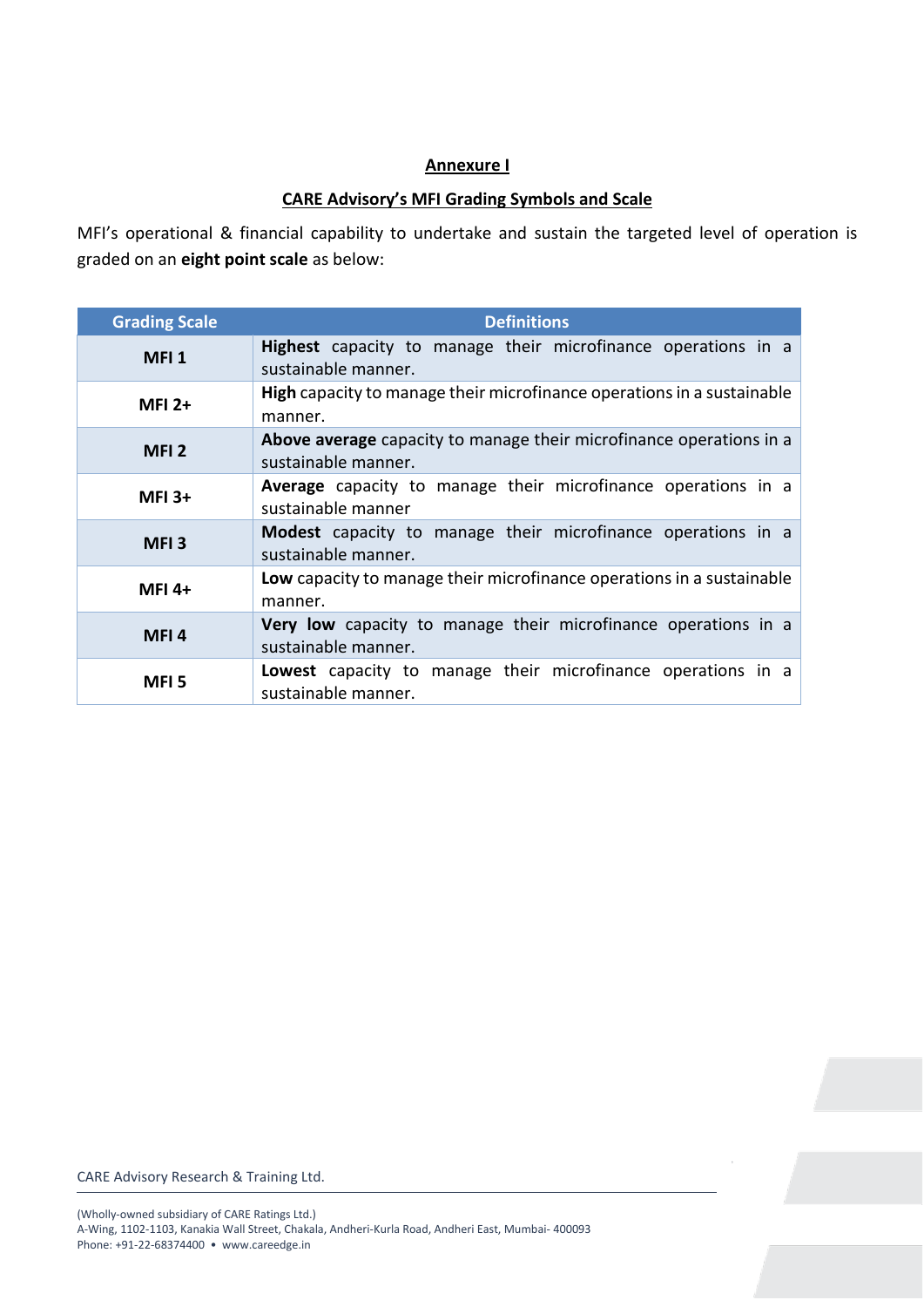# Annexure I

## CARE Advisory's MFI Grading Symbols and Scale

MFI's operational & financial capability to undertake and sustain the targeted level of operation is graded on an **eight point scale** as below:

| Grading Scale | Definitions |
|---|---|
| **MFI 1** | **Highest** capacity to manage their microfinance operations in a sustainable manner. |
| **MFI 2+** | **High** capacity to manage their microfinance operations in a sustainable manner. |
| **MFI 2** | **Above average** capacity to manage their microfinance operations in a sustainable manner. |
| **MFI 3+** | **Average** capacity to manage their microfinance operations in a sustainable manner |
| **MFI 3** | **Modest** capacity to manage their microfinance operations in a sustainable manner. |
| **MFI 4+** | **Low** capacity to manage their microfinance operations in a sustainable manner. |
| **MFI 4** | **Very low** capacity to manage their microfinance operations in a sustainable manner. |
| **MFI 5** | **Lowest** capacity to manage their microfinance operations in a sustainable manner. |